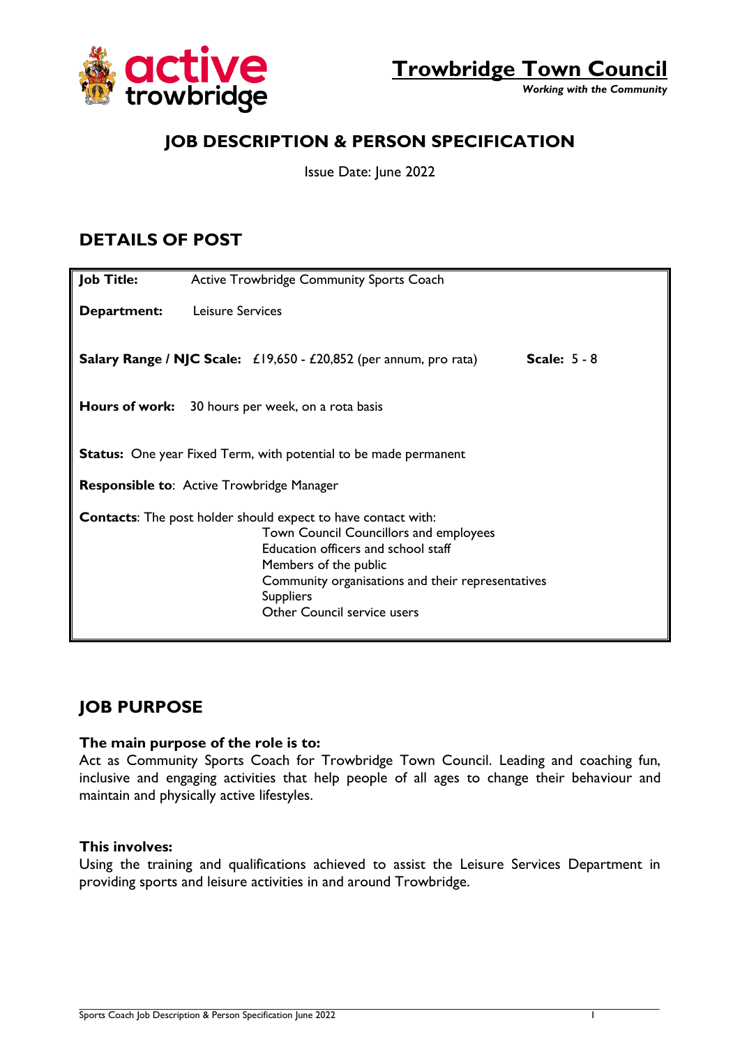**active trowbridge**

# Trowbridge Town Council

*Working with the Community*

## JOB DESCRIPTION & PERSON SPECIFICATION

Issue Date: June 2022

## DETAILS OF POST

**Job Title:** Active Trowbridge Community Sports Coach

**Department:** Leisure Services

**Salary Range / NJC Scale:** £19,650 - £20,852 (per annum, pro rata) **Scale:** 5 - 8

**Hours of work:** 30 hours per week, on a rota basis

**Status:** One year Fixed Term, with potential to be made permanent

**Responsible to**: Active Trowbridge Manager

**Contacts**: The post holder should expect to have contact with:
- Town Council Councillors and employees
- Education officers and school staff
- Members of the public
- Community organisations and their representatives
- Suppliers
- Other Council service users

## JOB PURPOSE

**The main purpose of the role is to:**

Act as Community Sports Coach for Trowbridge Town Council. Leading and coaching fun, inclusive and engaging activities that help people of all ages to change their behaviour and maintain and physically active lifestyles.

**This involves:**

Using the training and qualifications achieved to assist the Leisure Services Department in providing sports and leisure activities in and around Trowbridge.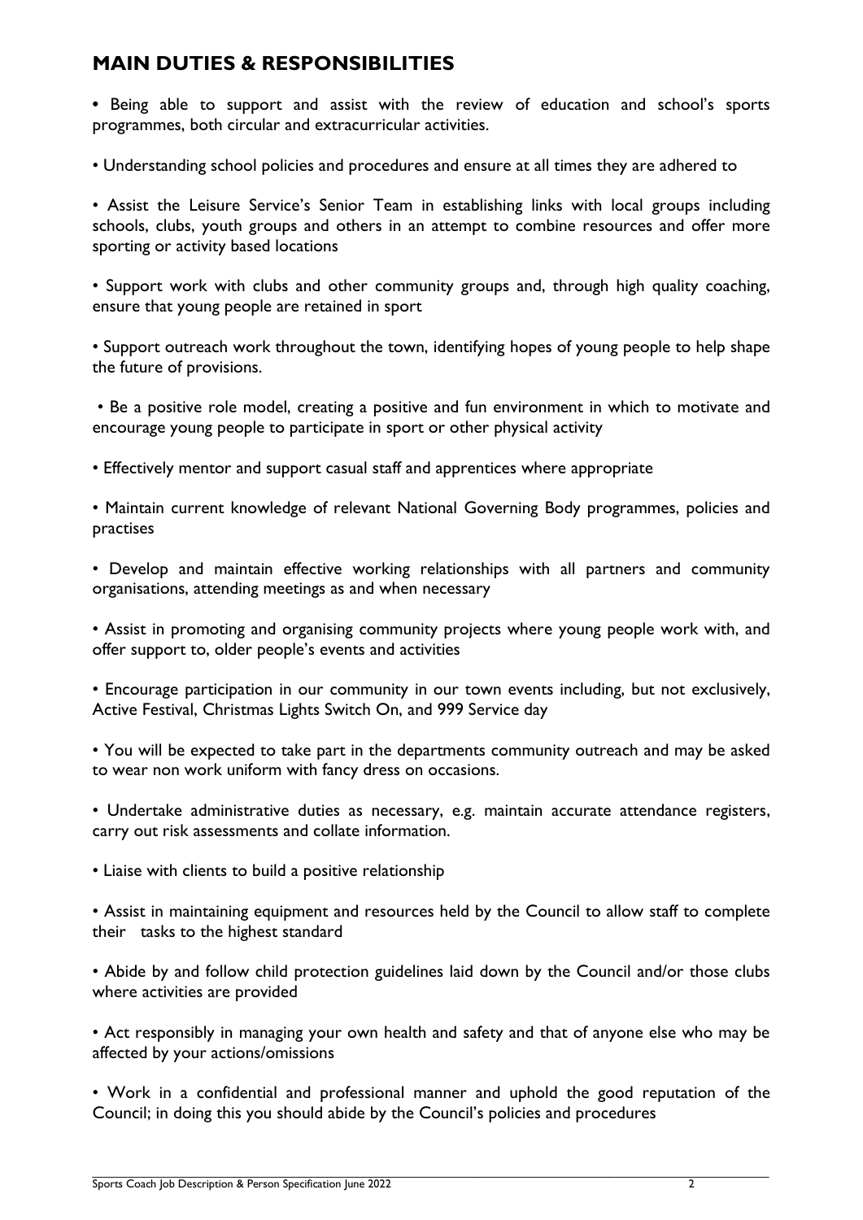## MAIN DUTIES & RESPONSIBILITIES

- Being able to support and assist with the review of education and school's sports programmes, both circular and extracurricular activities.
- Understanding school policies and procedures and ensure at all times they are adhered to
- Assist the Leisure Service's Senior Team in establishing links with local groups including schools, clubs, youth groups and others in an attempt to combine resources and offer more sporting or activity based locations
- Support work with clubs and other community groups and, through high quality coaching, ensure that young people are retained in sport
- Support outreach work throughout the town, identifying hopes of young people to help shape the future of provisions.
- Be a positive role model, creating a positive and fun environment in which to motivate and encourage young people to participate in sport or other physical activity
- Effectively mentor and support casual staff and apprentices where appropriate
- Maintain current knowledge of relevant National Governing Body programmes, policies and practises
- Develop and maintain effective working relationships with all partners and community organisations, attending meetings as and when necessary
- Assist in promoting and organising community projects where young people work with, and offer support to, older people's events and activities
- Encourage participation in our community in our town events including, but not exclusively, Active Festival, Christmas Lights Switch On, and 999 Service day
- You will be expected to take part in the departments community outreach and may be asked to wear non work uniform with fancy dress on occasions.
- Undertake administrative duties as necessary, e.g. maintain accurate attendance registers, carry out risk assessments and collate information.
- Liaise with clients to build a positive relationship
- Assist in maintaining equipment and resources held by the Council to allow staff to complete their tasks to the highest standard
- Abide by and follow child protection guidelines laid down by the Council and/or those clubs where activities are provided
- Act responsibly in managing your own health and safety and that of anyone else who may be affected by your actions/omissions
- Work in a confidential and professional manner and uphold the good reputation of the Council; in doing this you should abide by the Council's policies and procedures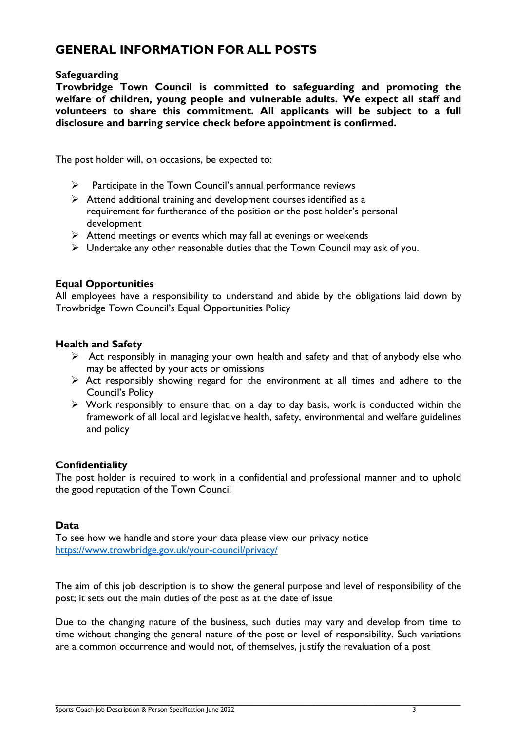## GENERAL INFORMATION FOR ALL POSTS

### Safeguarding

**Trowbridge Town Council is committed to safeguarding and promoting the welfare of children, young people and vulnerable adults. We expect all staff and volunteers to share this commitment. All applicants will be subject to a full disclosure and barring service check before appointment is confirmed.**

The post holder will, on occasions, be expected to:

- Participate in the Town Council's annual performance reviews
- Attend additional training and development courses identified as a requirement for furtherance of the position or the post holder's personal development
- Attend meetings or events which may fall at evenings or weekends
- Undertake any other reasonable duties that the Town Council may ask of you.

### Equal Opportunities

All employees have a responsibility to understand and abide by the obligations laid down by Trowbridge Town Council's Equal Opportunities Policy

### Health and Safety

- Act responsibly in managing your own health and safety and that of anybody else who may be affected by your acts or omissions
- Act responsibly showing regard for the environment at all times and adhere to the Council's Policy
- Work responsibly to ensure that, on a day to day basis, work is conducted within the framework of all local and legislative health, safety, environmental and welfare guidelines and policy

### Confidentiality

The post holder is required to work in a confidential and professional manner and to uphold the good reputation of the Town Council

### Data

To see how we handle and store your data please view our privacy notice
https://www.trowbridge.gov.uk/your-council/privacy/

The aim of this job description is to show the general purpose and level of responsibility of the post; it sets out the main duties of the post as at the date of issue

Due to the changing nature of the business, such duties may vary and develop from time to time without changing the general nature of the post or level of responsibility. Such variations are a common occurrence and would not, of themselves, justify the revaluation of a post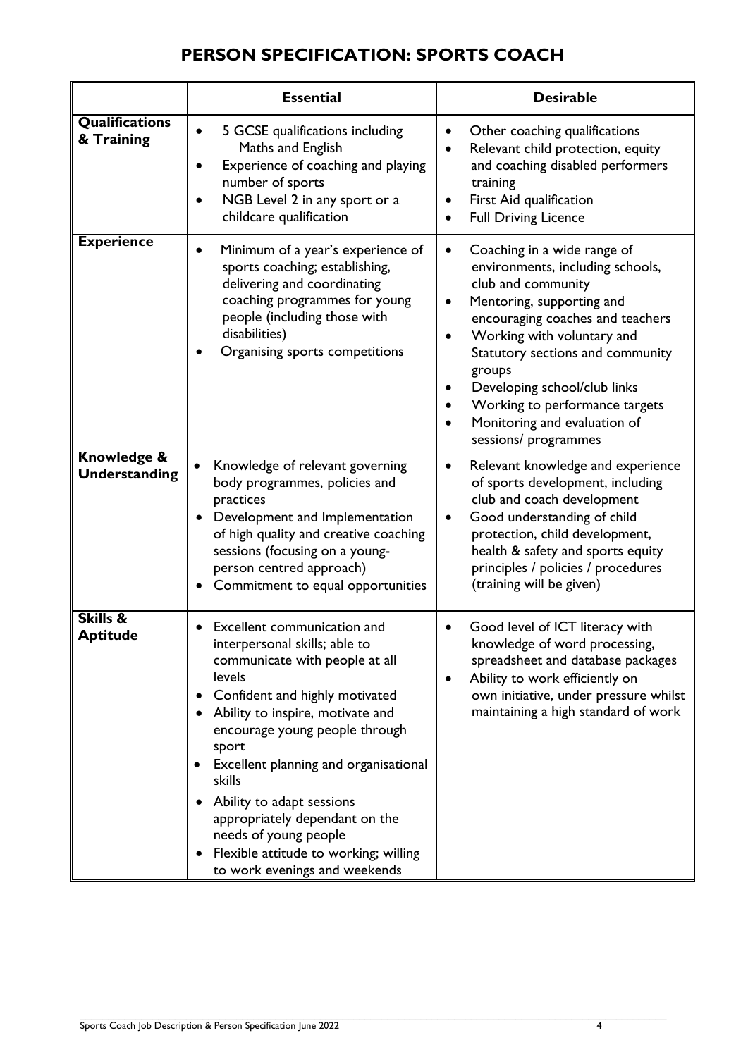# PERSON SPECIFICATION: SPORTS COACH

| | Essential | Desirable |
|---|---|---|
| **Qualifications & Training** | • 5 GCSE qualifications including Maths and English<br>• Experience of coaching and playing number of sports<br>• NGB Level 2 in any sport or a childcare qualification | • Other coaching qualifications<br>• Relevant child protection, equity and coaching disabled performers training<br>• First Aid qualification<br>• Full Driving Licence |
| **Experience** | • Minimum of a year's experience of sports coaching; establishing, delivering and coordinating coaching programmes for young people (including those with disabilities)<br>• Organising sports competitions | • Coaching in a wide range of environments, including schools, club and community<br>• Mentoring, supporting and encouraging coaches and teachers<br>• Working with voluntary and Statutory sections and community groups<br>• Developing school/club links<br>• Working to performance targets<br>• Monitoring and evaluation of sessions/ programmes |
| **Knowledge & Understanding** | • Knowledge of relevant governing body programmes, policies and practices<br>• Development and Implementation of high quality and creative coaching sessions (focusing on a young-person centred approach)<br>• Commitment to equal opportunities | • Relevant knowledge and experience of sports development, including club and coach development<br>• Good understanding of child protection, child development, health & safety and sports equity principles / policies / procedures (training will be given) |
| **Skills & Aptitude** | • Excellent communication and interpersonal skills; able to communicate with people at all levels<br>• Confident and highly motivated<br>• Ability to inspire, motivate and encourage young people through sport<br>• Excellent planning and organisational skills<br>• Ability to adapt sessions appropriately dependant on the needs of young people<br>• Flexible attitude to working; willing to work evenings and weekends | • Good level of ICT literacy with knowledge of word processing, spreadsheet and database packages<br>• Ability to work efficiently on own initiative, under pressure whilst maintaining a high standard of work |